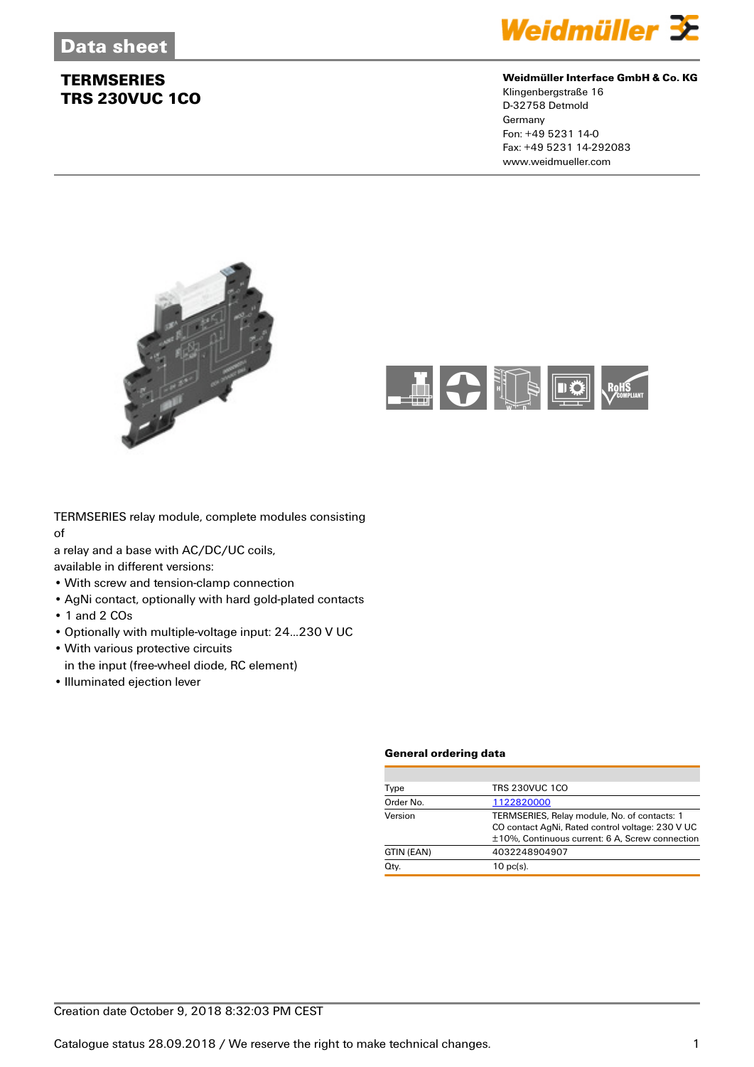# Data sheet

## TERMSERIES
## TRS 230VUC 1CO

**Weidmüller Interface GmbH & Co. KG**
Klingenbergstraße 16
D-32758 Detmold
Germany
Fon: +49 5231 14-0
Fax: +49 5231 14-292083
www.weidmueller.com

TERMSERIES relay module, complete modules consisting of
a relay and a base with AC/DC/UC coils,
available in different versions:

- With screw and tension-clamp connection
- AgNi contact, optionally with hard gold-plated contacts
- 1 and 2 COs
- Optionally with multiple-voltage input: 24...230 V UC
- With various protective circuits
  in the input (free-wheel diode, RC element)
- Illuminated ejection lever

### General ordering data

| | |
|---|---|
| Type | TRS 230VUC 1CO |
| Order No. | 1122820000 |
| Version | TERMSERIES, Relay module, No. of contacts: 1 CO contact AgNi, Rated control voltage: 230 V UC ±10%, Continuous current: 6 A, Screw connection |
| GTIN (EAN) | 4032248904907 |
| Qty. | 10 pc(s). |

Creation date October 9, 2018 8:32:03 PM CEST

Catalogue status 28.09.2018 / We reserve the right to make technical changes.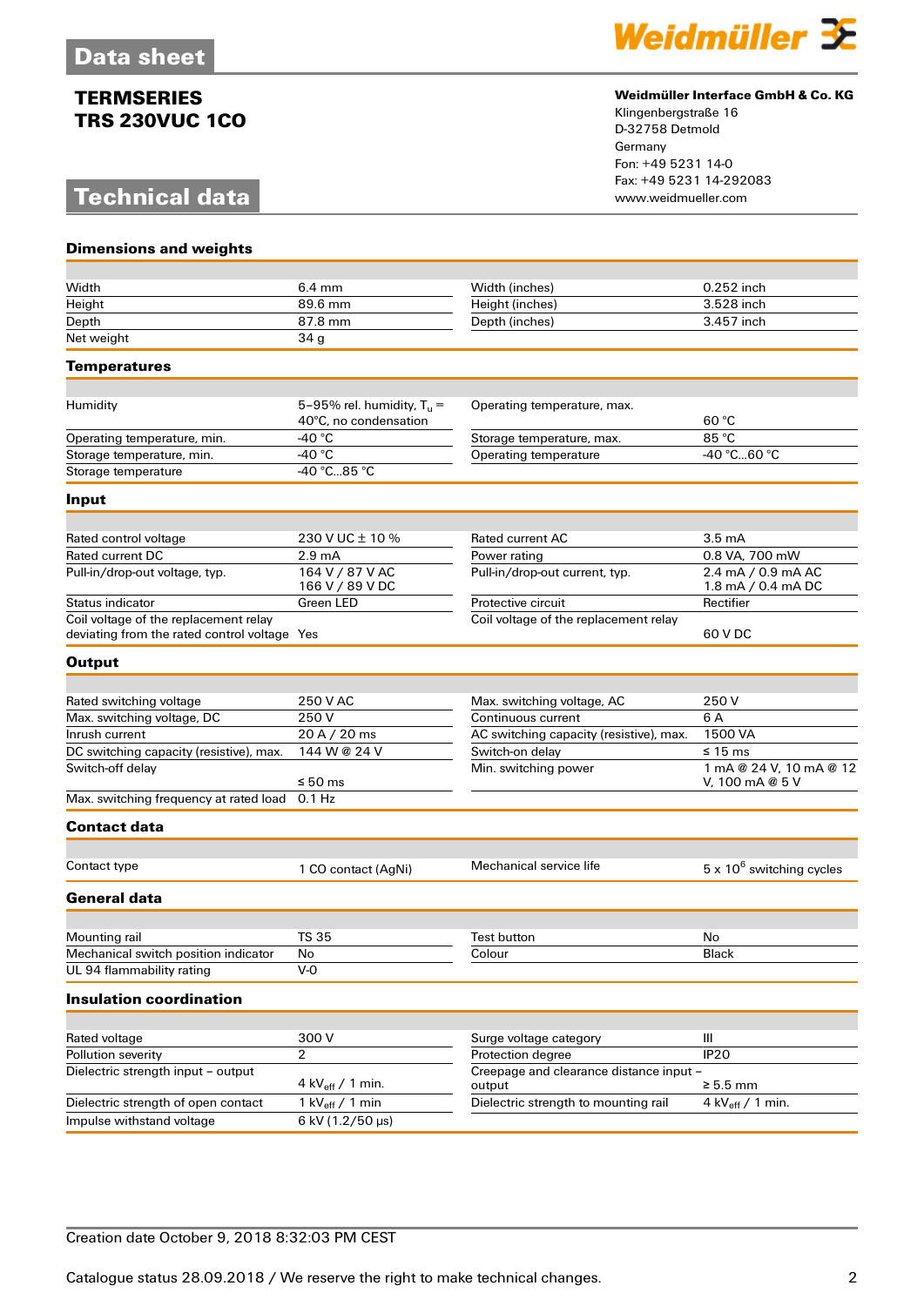# Data sheet

## TERMSERIES
## TRS 230VUC 1CO

**Weidmüller Interface GmbH & Co. KG**
Klingenbergstraße 16
D-32758 Detmold
Germany
Fon: +49 5231 14-0
Fax: +49 5231 14-292083
www.weidmueller.com

# Technical data

### Dimensions and weights

| | | | |
|---|---|---|---|
| Width | 6.4 mm | Width (inches) | 0.252 inch |
| Height | 89.6 mm | Height (inches) | 3.528 inch |
| Depth | 87.8 mm | Depth (inches) | 3.457 inch |
| Net weight | 34 g | | |

### Temperatures

| | | | |
|---|---|---|---|
| Humidity | 5–95% rel. humidity, $T_u$ = 40°C, no condensation | Operating temperature, max. | 60 °C |
| Operating temperature, min. | -40 °C | Storage temperature, max. | 85 °C |
| Storage temperature, min. | -40 °C | Operating temperature | -40 °C...60 °C |
| Storage temperature | -40 °C...85 °C | | |

### Input

| | | | |
|---|---|---|---|
| Rated control voltage | 230 V UC ± 10 % | Rated current AC | 3.5 mA |
| Rated current DC | 2.9 mA | Power rating | 0.8 VA, 700 mW |
| Pull-in/drop-out voltage, typ. | 164 V / 87 V AC<br>166 V / 89 V DC | Pull-in/drop-out current, typ. | 2.4 mA / 0.9 mA AC<br>1.8 mA / 0.4 mA DC |
| Status indicator | Green LED | Protective circuit | Rectifier |
| Coil voltage of the replacement relay deviating from the rated control voltage | Yes | Coil voltage of the replacement relay | 60 V DC |

### Output

| | | | |
|---|---|---|---|
| Rated switching voltage | 250 V AC | Max. switching voltage, AC | 250 V |
| Max. switching voltage, DC | 250 V | Continuous current | 6 A |
| Inrush current | 20 A / 20 ms | AC switching capacity (resistive), max. | 1500 VA |
| DC switching capacity (resistive), max. | 144 W @ 24 V | Switch-on delay | ≤ 15 ms |
| Switch-off delay | ≤ 50 ms | Min. switching power | 1 mA @ 24 V, 10 mA @ 12 V, 100 mA @ 5 V |
| Max. switching frequency at rated load | 0.1 Hz | | |

### Contact data

| | | | |
|---|---|---|---|
| Contact type | 1 CO contact (AgNi) | Mechanical service life | 5 x $10^6$ switching cycles |

### General data

| | | | |
|---|---|---|---|
| Mounting rail | TS 35 | Test button | No |
| Mechanical switch position indicator | No | Colour | Black |
| UL 94 flammability rating | V-0 | | |

### Insulation coordination

| | | | |
|---|---|---|---|
| Rated voltage | 300 V | Surge voltage category | III |
| Pollution severity | 2 | Protection degree | IP20 |
| Dielectric strength input – output | 4 $kV_{eff}$ / 1 min. | Creepage and clearance distance input – output | ≥ 5.5 mm |
| Dielectric strength of open contact | 1 $kV_{eff}$ / 1 min | Dielectric strength to mounting rail | 4 $kV_{eff}$ / 1 min. |
| Impulse withstand voltage | 6 kV (1.2/50 µs) | | |

Creation date October 9, 2018 8:32:03 PM CEST

Catalogue status 28.09.2018 / We reserve the right to make technical changes.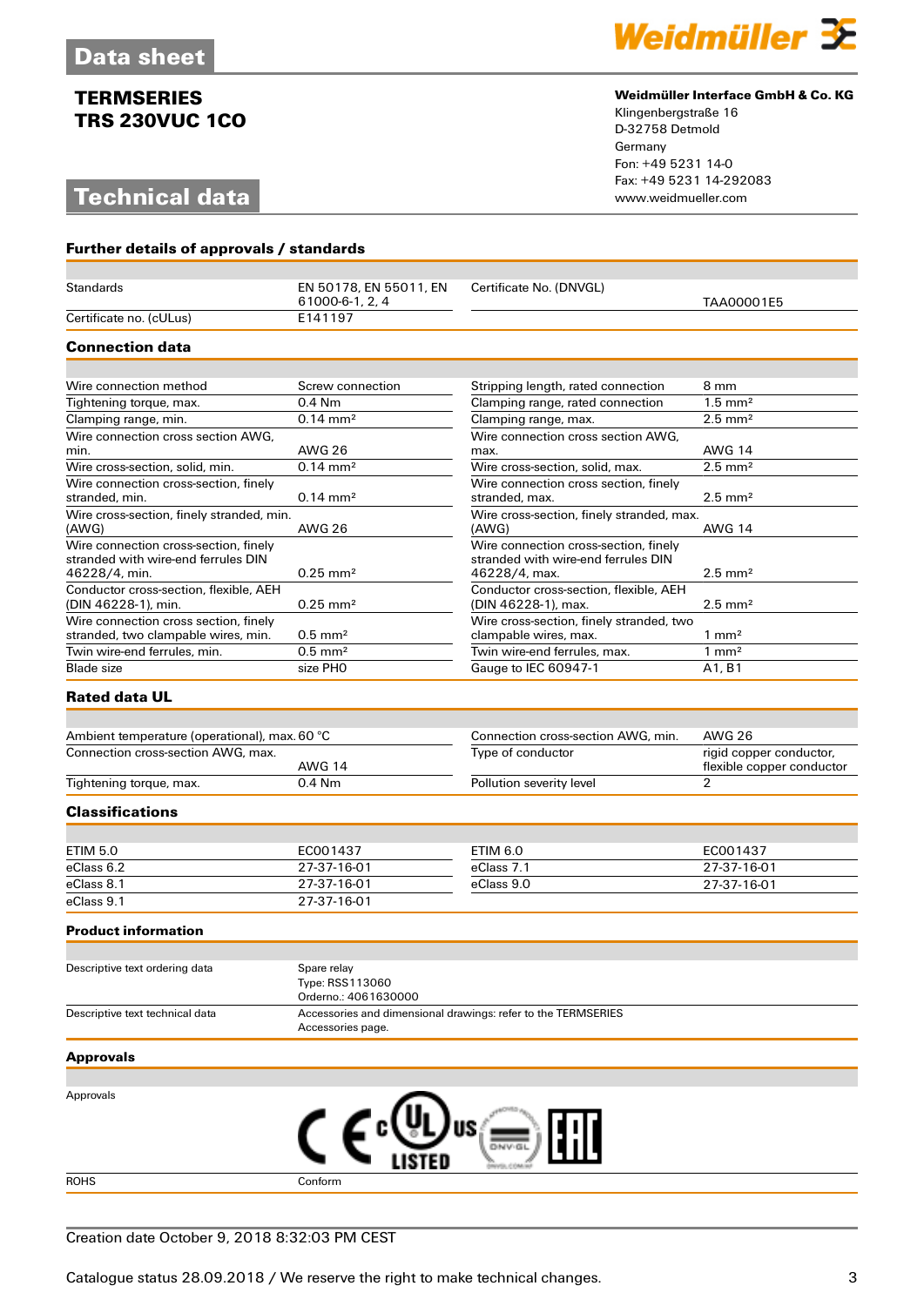# Data sheet

**TERMSERIES**
**TRS 230VUC 1CO**

**Weidmüller Interface GmbH & Co. KG**
Klingenbergstraße 16
D-32758 Detmold
Germany
Fon: +49 5231 14-0
Fax: +49 5231 14-292083
www.weidmueller.com

## Technical data

### Further details of approvals / standards

| | | | |
|---|---|---|---|
| Standards | EN 50178, EN 55011, EN 61000-6-1, 2, 4 | Certificate No. (DNVGL) | TAA00001E5 |
| Certificate no. (cULus) | E141197 | | |

### Connection data

| | | | |
|---|---|---|---|
| Wire connection method | Screw connection | Stripping length, rated connection | 8 mm |
| Tightening torque, max. | 0.4 Nm | Clamping range, rated connection | 1.5 mm² |
| Clamping range, min. | 0.14 mm² | Clamping range, max. | 2.5 mm² |
| Wire connection cross section AWG, min. | AWG 26 | Wire connection cross section AWG, max. | AWG 14 |
| Wire cross-section, solid, min. | 0.14 mm² | Wire cross-section, solid, max. | 2.5 mm² |
| Wire connection cross-section, finely stranded, min. | 0.14 mm² | Wire connection cross section, finely stranded, max. | 2.5 mm² |
| Wire cross-section, finely stranded, min. (AWG) | AWG 26 | Wire cross-section, finely stranded, max. (AWG) | AWG 14 |
| Wire connection cross-section, finely stranded with wire-end ferrules DIN 46228/4, min. | 0.25 mm² | Wire connection cross-section, finely stranded with wire-end ferrules DIN 46228/4, max. | 2.5 mm² |
| Conductor cross-section, flexible, AEH (DIN 46228-1), min. | 0.25 mm² | Conductor cross-section, flexible, AEH (DIN 46228-1), max. | 2.5 mm² |
| Wire connection cross section, finely stranded, two clampable wires, min. | 0.5 mm² | Wire cross-section, finely stranded, two clampable wires, max. | 1 mm² |
| Twin wire-end ferrules, min. | 0.5 mm² | Twin wire-end ferrules, max. | 1 mm² |
| Blade size | size PH0 | Gauge to IEC 60947-1 | A1, B1 |

### Rated data UL

| | | | |
|---|---|---|---|
| Ambient temperature (operational), max. | 60 °C | Connection cross-section AWG, min. | AWG 26 |
| Connection cross-section AWG, max. | AWG 14 | Type of conductor | rigid copper conductor, flexible copper conductor |
| Tightening torque, max. | 0.4 Nm | Pollution severity level | 2 |

### Classifications

| | | | |
|---|---|---|---|
| ETIM 5.0 | EC001437 | ETIM 6.0 | EC001437 |
| eClass 6.2 | 27-37-16-01 | eClass 7.1 | 27-37-16-01 |
| eClass 8.1 | 27-37-16-01 | eClass 9.0 | 27-37-16-01 |
| eClass 9.1 | 27-37-16-01 | | |

### Product information

| | |
|---|---|
| Descriptive text ordering data | Spare relay<br>Type: RSS113060<br>Orderno.: 4061630000 |
| Descriptive text technical data | Accessories and dimensional drawings: refer to the TERMSERIES Accessories page. |

### Approvals

| | |
|---|---|
| Approvals | CE, cULus LISTED, DNV·GL, EAC |
| ROHS | Conform |

Creation date October 9, 2018 8:32:03 PM CEST

Catalogue status 28.09.2018 / We reserve the right to make technical changes.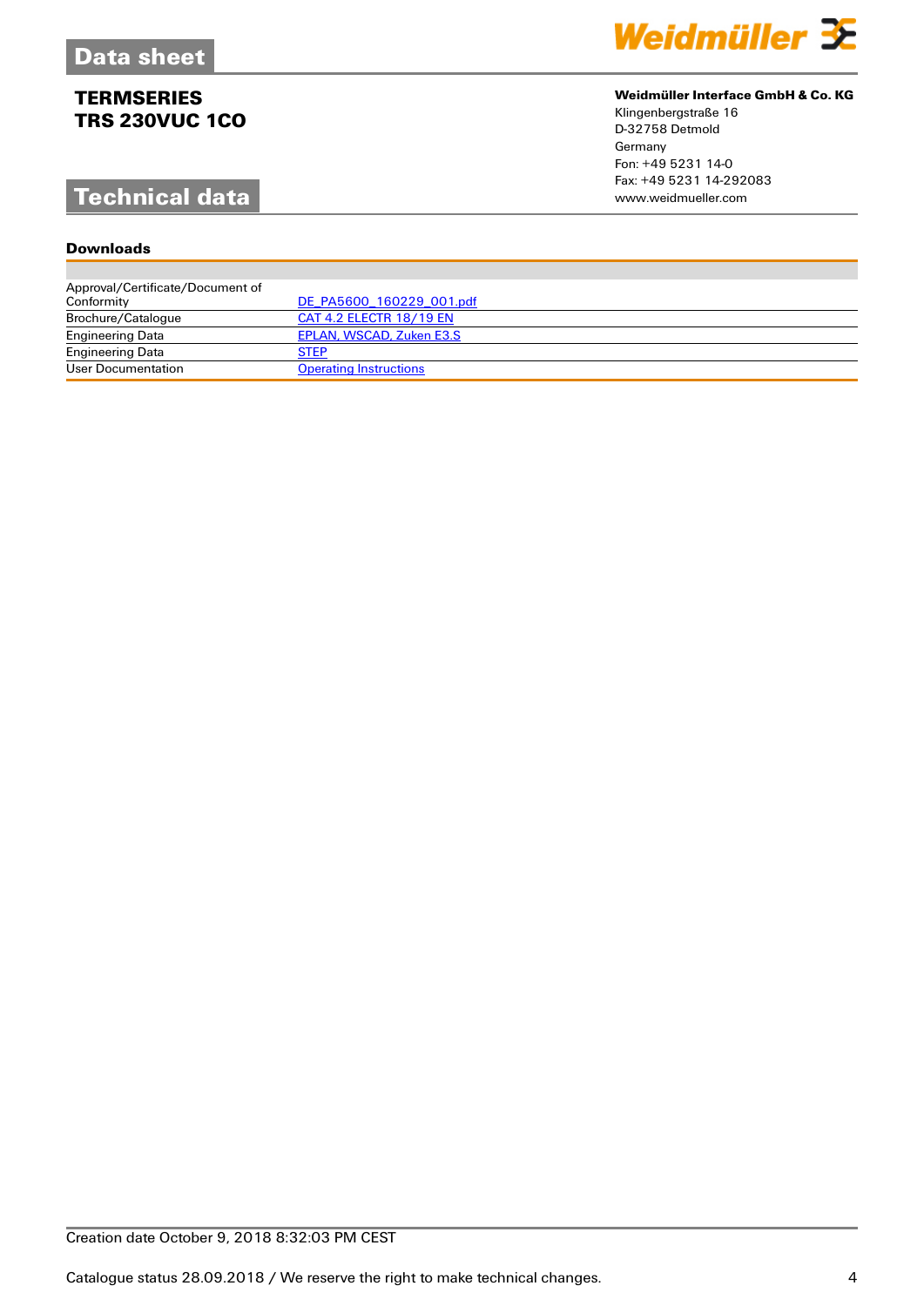# Data sheet

## TERMSERIES
## TRS 230VUC 1CO

**Weidmüller Interface GmbH & Co. KG**
Klingenbergstraße 16
D-32758 Detmold
Germany
Fon: +49 5231 14-0
Fax: +49 5231 14-292083
www.weidmueller.com

# Technical data

### Downloads

| | |
|---|---|
| Approval/Certificate/Document of Conformity | DE_PA5600_160229_001.pdf |
| Brochure/Catalogue | CAT 4.2 ELECTR 18/19 EN |
| Engineering Data | EPLAN, WSCAD, Zuken E3.S |
| Engineering Data | STEP |
| User Documentation | Operating Instructions |

Creation date October 9, 2018 8:32:03 PM CEST

Catalogue status 28.09.2018 / We reserve the right to make technical changes.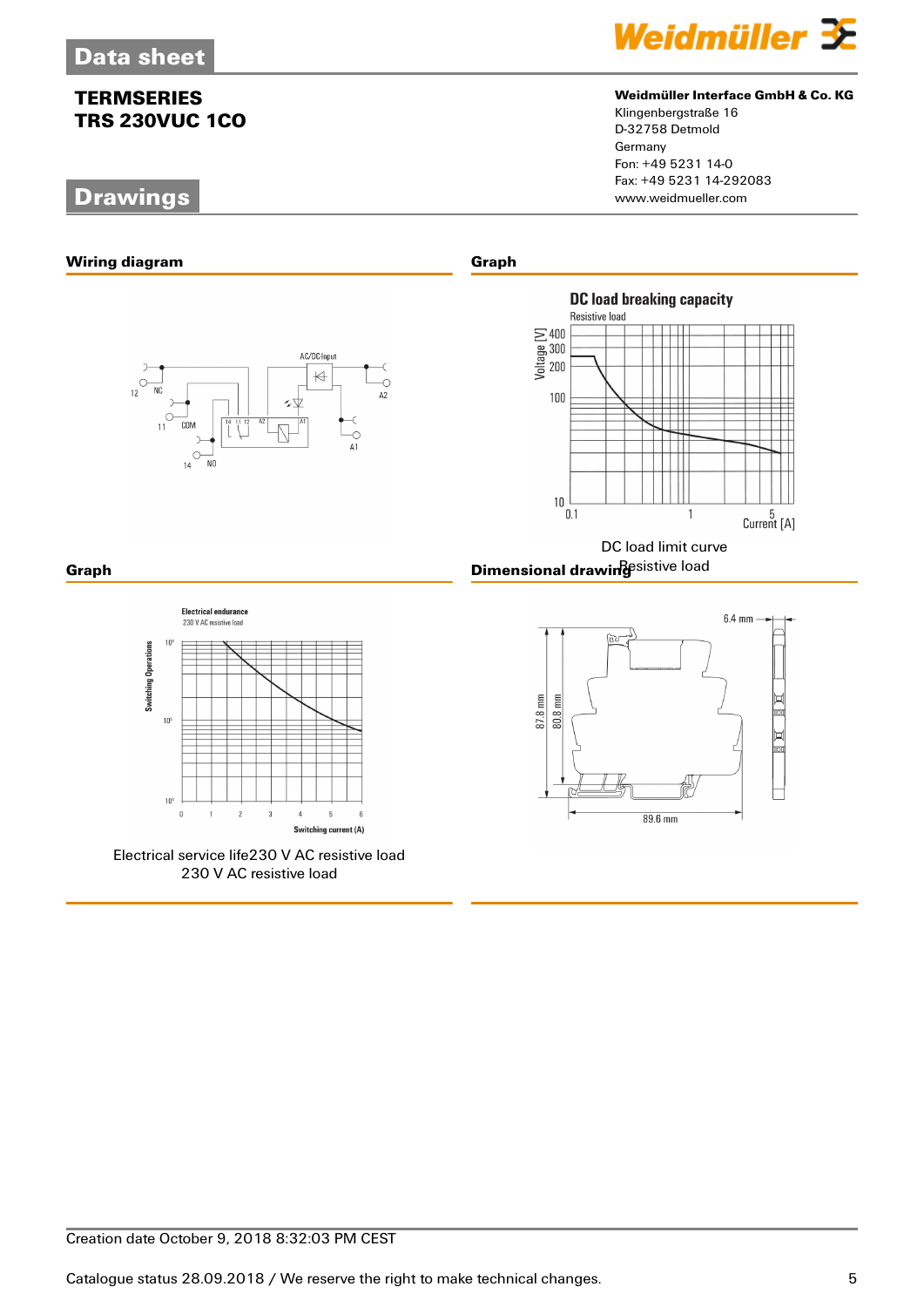## Data sheet

**TERMSERIES**
**TRS 230VUC 1CO**

**Weidmüller Interface GmbH & Co. KG**
Klingenbergstraße 16
D-32758 Detmold
Germany
Fon: +49 5231 14-0
Fax: +49 5231 14-292083
www.weidmueller.com

## Drawings

### Wiring diagram

### Graph

DC load limit curve
Resistive load

### Graph

Electrical service life230 V AC resistive load
230 V AC resistive load

### Dimensional drawing

Creation date October 9, 2018 8:32:03 PM CEST

Catalogue status 28.09.2018 / We reserve the right to make technical changes.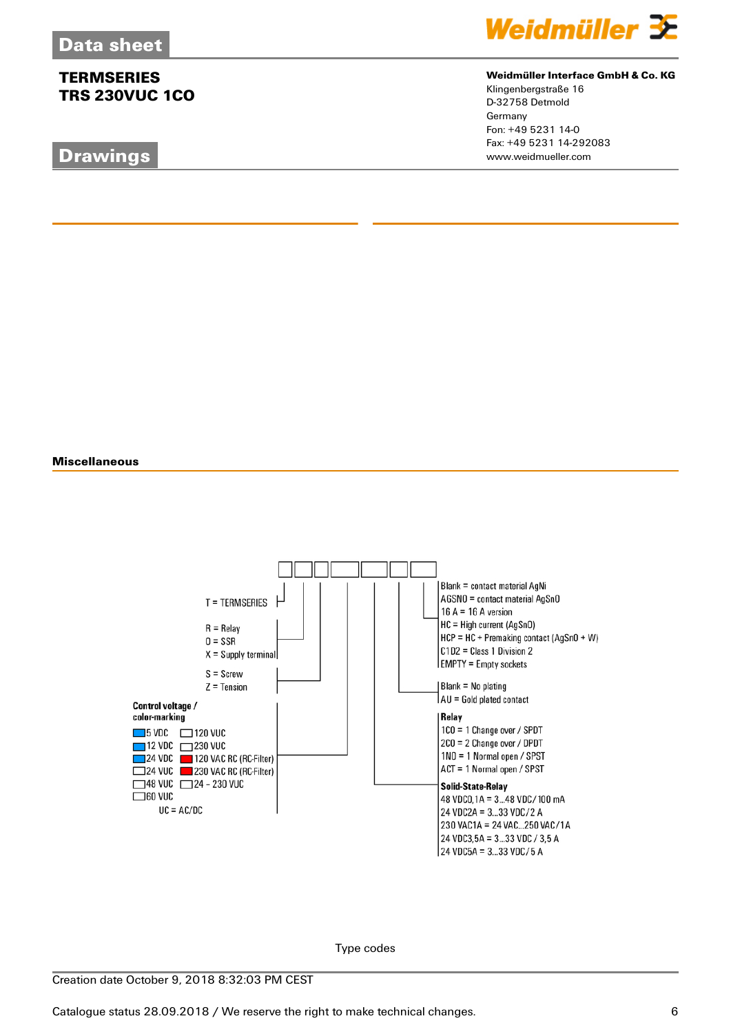# Data sheet

## TERMSERIES
## TRS 230VUC 1CO

**Weidmüller Interface GmbH & Co. KG**
Klingenbergstraße 16
D-32758 Detmold
Germany
Fon: +49 5231 14-0
Fax: +49 5231 14-292083
www.weidmueller.com

## Drawings

### Miscellaneous

T = TERMSERIES

R = Relay
O = SSR
X = Supply terminal

S = Screw
Z = Tension

**Control voltage / color-marking**

5 VDC
12 VDC
24 VDC
24 VUC
48 VUC
60 VUC
120 VUC
230 VUC
120 VAC RC (RC-Filter)
230 VAC RC (RC-Filter)
24 - 230 VUC

UC = AC/DC

Blank = contact material AgNi
AGSNO = contact material AgSnO
16 A = 16 A version
HC = High current (AgSnO)
HCP = HC + Premaking contact (AgSnO + W)
C1D2 = Class 1 Division 2
EMPTY = Empty sockets

Blank = No plating
AU = Gold plated contact

**Relay**
1CO = 1 Change over / SPDT
2CO = 2 Change over / DPDT
1NO = 1 Normal open / SPST
ACT = 1 Normal open / SPST

**Solid-State-Relay**
48 VDC0,1A = 3...48 VDC/100 mA
24 VDC2A = 3...33 VDC/2 A
230 VAC1A = 24 VAC...250 VAC/1A
24 VDC3,5A = 3...33 VDC / 3,5 A
24 VDC5A = 3...33 VDC/5 A

Type codes

Creation date October 9, 2018 8:32:03 PM CEST

Catalogue status 28.09.2018 / We reserve the right to make technical changes.